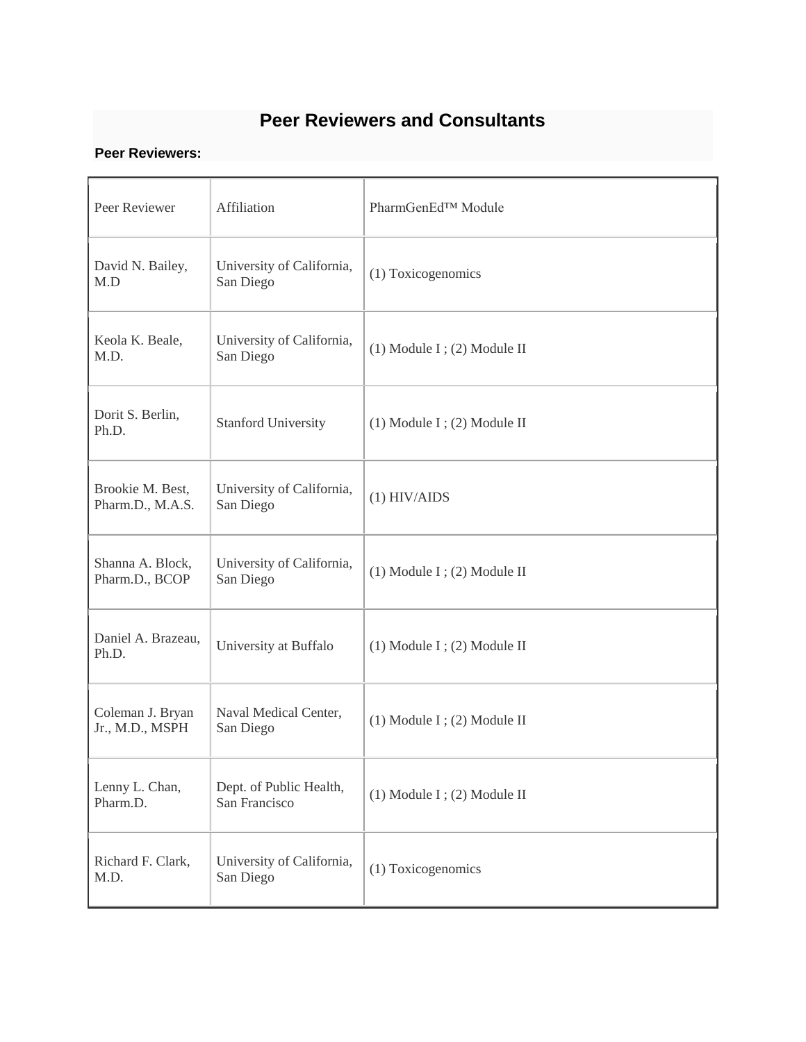# Peer Reviewers and Consultants

**Peer Reviewers:**

| Peer Reviewer | Affiliation | PharmGenEd™ Module |
|---|---|---|
| David N. Bailey, M.D | University of California, San Diego | (1) Toxicogenomics |
| Keola K. Beale, M.D. | University of California, San Diego | (1) Module I ; (2) Module II |
| Dorit S. Berlin, Ph.D. | Stanford University | (1) Module I ; (2) Module II |
| Brookie M. Best, Pharm.D., M.A.S. | University of California, San Diego | (1) HIV/AIDS |
| Shanna A. Block, Pharm.D., BCOP | University of California, San Diego | (1) Module I ; (2) Module II |
| Daniel A. Brazeau, Ph.D. | University at Buffalo | (1) Module I ; (2) Module II |
| Coleman J. Bryan Jr., M.D., MSPH | Naval Medical Center, San Diego | (1) Module I ; (2) Module II |
| Lenny L. Chan, Pharm.D. | Dept. of Public Health, San Francisco | (1) Module I ; (2) Module II |
| Richard F. Clark, M.D. | University of California, San Diego | (1) Toxicogenomics |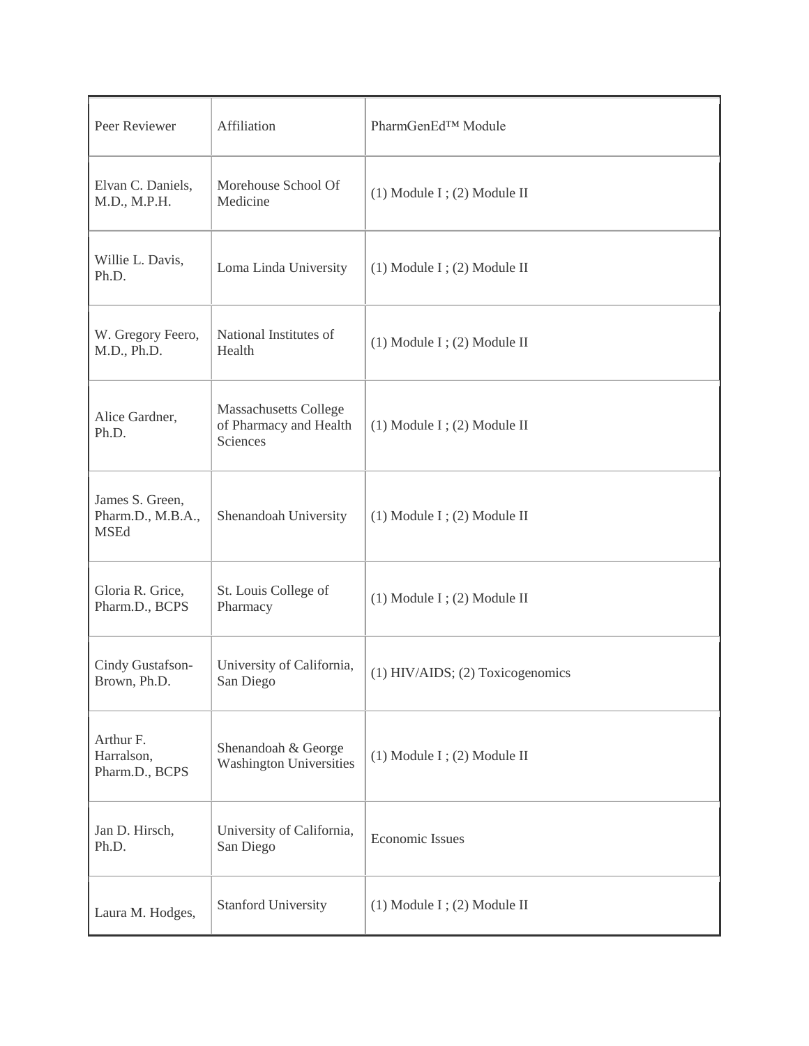| Peer Reviewer | Affiliation | PharmGenEd™ Module |
| --- | --- | --- |
| Elvan C. Daniels, M.D., M.P.H. | Morehouse School Of Medicine | (1) Module I ; (2) Module II |
| Willie L. Davis, Ph.D. | Loma Linda University | (1) Module I ; (2) Module II |
| W. Gregory Feero, M.D., Ph.D. | National Institutes of Health | (1) Module I ; (2) Module II |
| Alice Gardner, Ph.D. | Massachusetts College of Pharmacy and Health Sciences | (1) Module I ; (2) Module II |
| James S. Green, Pharm.D., M.B.A., MSEd | Shenandoah University | (1) Module I ; (2) Module II |
| Gloria R. Grice, Pharm.D., BCPS | St. Louis College of Pharmacy | (1) Module I ; (2) Module II |
| Cindy Gustafson-Brown, Ph.D. | University of California, San Diego | (1) HIV/AIDS; (2) Toxicogenomics |
| Arthur F. Harralson, Pharm.D., BCPS | Shenandoah & George Washington Universities | (1) Module I ; (2) Module II |
| Jan D. Hirsch, Ph.D. | University of California, San Diego | Economic Issues |
| Laura M. Hodges, | Stanford University | (1) Module I ; (2) Module II |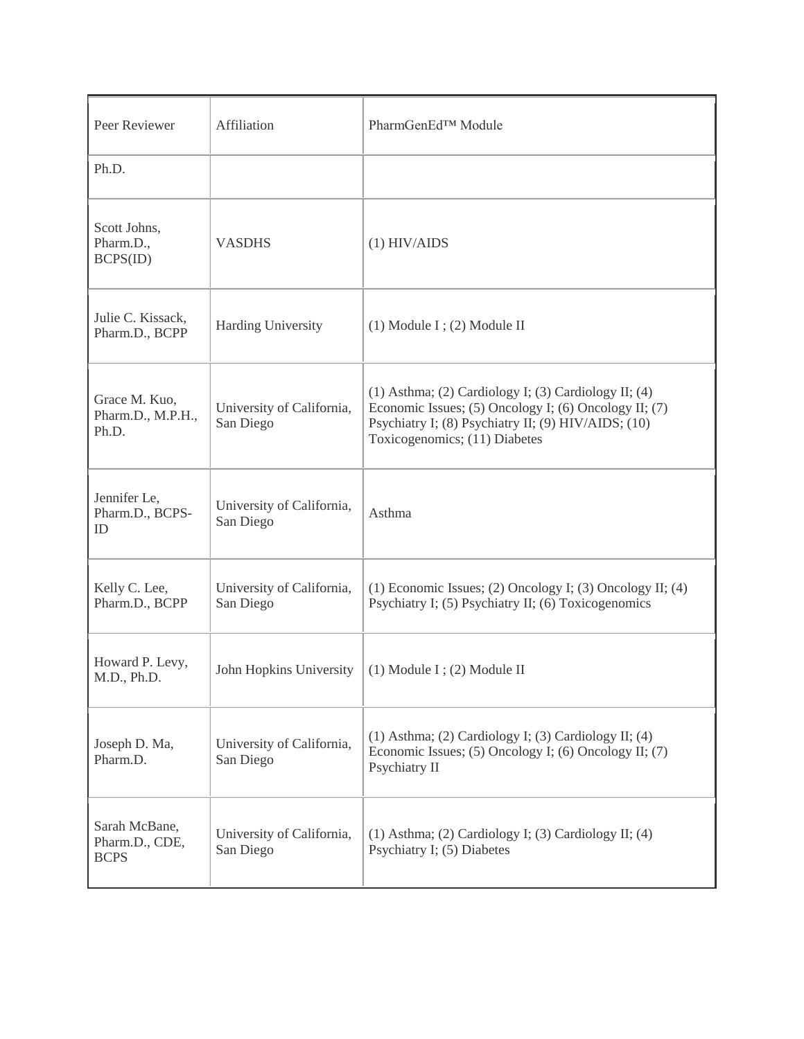| Peer Reviewer | Affiliation | PharmGenEd™ Module |
| --- | --- | --- |
| Ph.D. | | |
| Scott Johns, Pharm.D., BCPS(ID) | VASDHS | (1) HIV/AIDS |
| Julie C. Kissack, Pharm.D., BCPP | Harding University | (1) Module I ; (2) Module II |
| Grace M. Kuo, Pharm.D., M.P.H., Ph.D. | University of California, San Diego | (1) Asthma; (2) Cardiology I; (3) Cardiology II; (4) Economic Issues; (5) Oncology I; (6) Oncology II; (7) Psychiatry I; (8) Psychiatry II; (9) HIV/AIDS; (10) Toxicogenomics; (11) Diabetes |
| Jennifer Le, Pharm.D., BCPS-ID | University of California, San Diego | Asthma |
| Kelly C. Lee, Pharm.D., BCPP | University of California, San Diego | (1) Economic Issues; (2) Oncology I; (3) Oncology II; (4) Psychiatry I; (5) Psychiatry II; (6) Toxicogenomics |
| Howard P. Levy, M.D., Ph.D. | John Hopkins University | (1) Module I ; (2) Module II |
| Joseph D. Ma, Pharm.D. | University of California, San Diego | (1) Asthma; (2) Cardiology I; (3) Cardiology II; (4) Economic Issues; (5) Oncology I; (6) Oncology II; (7) Psychiatry II |
| Sarah McBane, Pharm.D., CDE, BCPS | University of California, San Diego | (1) Asthma; (2) Cardiology I; (3) Cardiology II; (4) Psychiatry I; (5) Diabetes |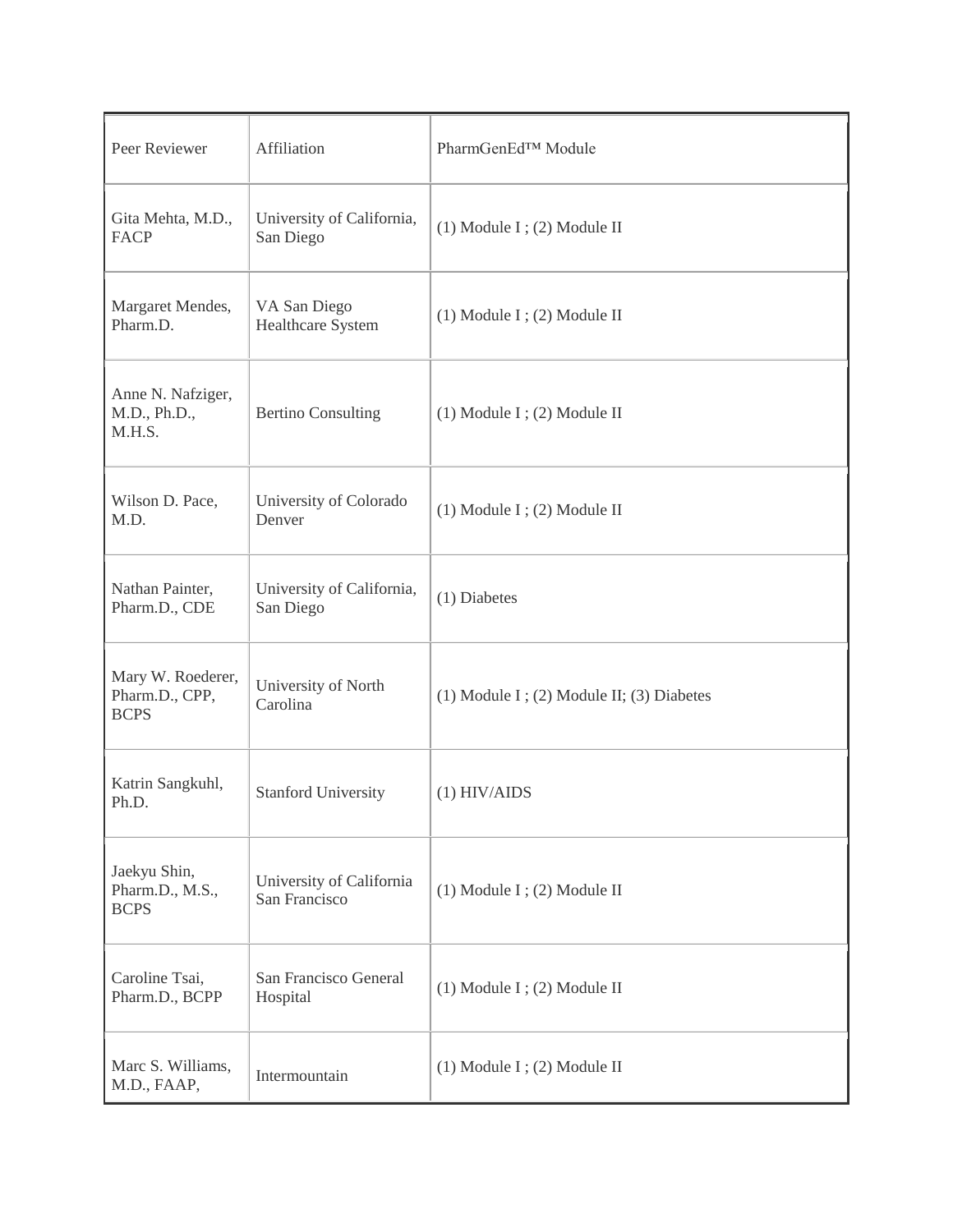| Peer Reviewer | Affiliation | PharmGenEd™ Module |
| --- | --- | --- |
| Gita Mehta, M.D., FACP | University of California, San Diego | (1) Module I ; (2) Module II |
| Margaret Mendes, Pharm.D. | VA San Diego Healthcare System | (1) Module I ; (2) Module II |
| Anne N. Nafziger, M.D., Ph.D., M.H.S. | Bertino Consulting | (1) Module I ; (2) Module II |
| Wilson D. Pace, M.D. | University of Colorado Denver | (1) Module I ; (2) Module II |
| Nathan Painter, Pharm.D., CDE | University of California, San Diego | (1) Diabetes |
| Mary W. Roederer, Pharm.D., CPP, BCPS | University of North Carolina | (1) Module I ; (2) Module II; (3) Diabetes |
| Katrin Sangkuhl, Ph.D. | Stanford University | (1) HIV/AIDS |
| Jaekyu Shin, Pharm.D., M.S., BCPS | University of California San Francisco | (1) Module I ; (2) Module II |
| Caroline Tsai, Pharm.D., BCPP | San Francisco General Hospital | (1) Module I ; (2) Module II |
| Marc S. Williams, M.D., FAAP, | Intermountain | (1) Module I ; (2) Module II |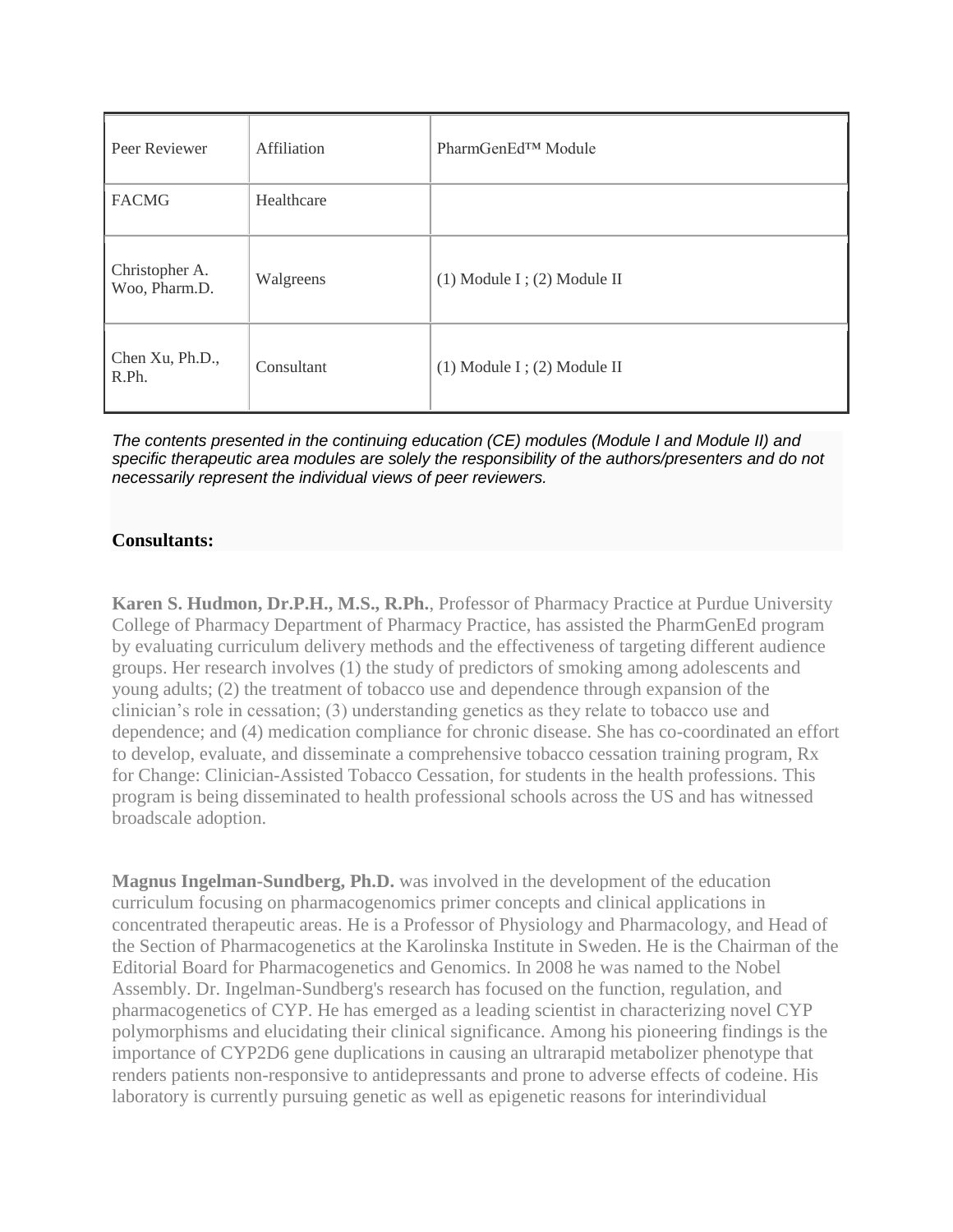| Peer Reviewer | Affiliation | PharmGenEd™ Module |
|---|---|---|
| FACMG | Healthcare | |
| Christopher A. Woo, Pharm.D. | Walgreens | (1) Module I ; (2) Module II |
| Chen Xu, Ph.D., R.Ph. | Consultant | (1) Module I ; (2) Module II |

*The contents presented in the continuing education (CE) modules (Module I and Module II) and specific therapeutic area modules are solely the responsibility of the authors/presenters and do not necessarily represent the individual views of peer reviewers.*

**Consultants:**

**Karen S. Hudmon, Dr.P.H., M.S., R.Ph.**, Professor of Pharmacy Practice at Purdue University College of Pharmacy Department of Pharmacy Practice, has assisted the PharmGenEd program by evaluating curriculum delivery methods and the effectiveness of targeting different audience groups. Her research involves (1) the study of predictors of smoking among adolescents and young adults; (2) the treatment of tobacco use and dependence through expansion of the clinician's role in cessation; (3) understanding genetics as they relate to tobacco use and dependence; and (4) medication compliance for chronic disease. She has co-coordinated an effort to develop, evaluate, and disseminate a comprehensive tobacco cessation training program, Rx for Change: Clinician-Assisted Tobacco Cessation, for students in the health professions. This program is being disseminated to health professional schools across the US and has witnessed broadscale adoption.

**Magnus Ingelman-Sundberg, Ph.D.** was involved in the development of the education curriculum focusing on pharmacogenomics primer concepts and clinical applications in concentrated therapeutic areas. He is a Professor of Physiology and Pharmacology, and Head of the Section of Pharmacogenetics at the Karolinska Institute in Sweden. He is the Chairman of the Editorial Board for Pharmacogenetics and Genomics. In 2008 he was named to the Nobel Assembly. Dr. Ingelman-Sundberg's research has focused on the function, regulation, and pharmacogenetics of CYP. He has emerged as a leading scientist in characterizing novel CYP polymorphisms and elucidating their clinical significance. Among his pioneering findings is the importance of CYP2D6 gene duplications in causing an ultrarapid metabolizer phenotype that renders patients non-responsive to antidepressants and prone to adverse effects of codeine. His laboratory is currently pursuing genetic as well as epigenetic reasons for interindividual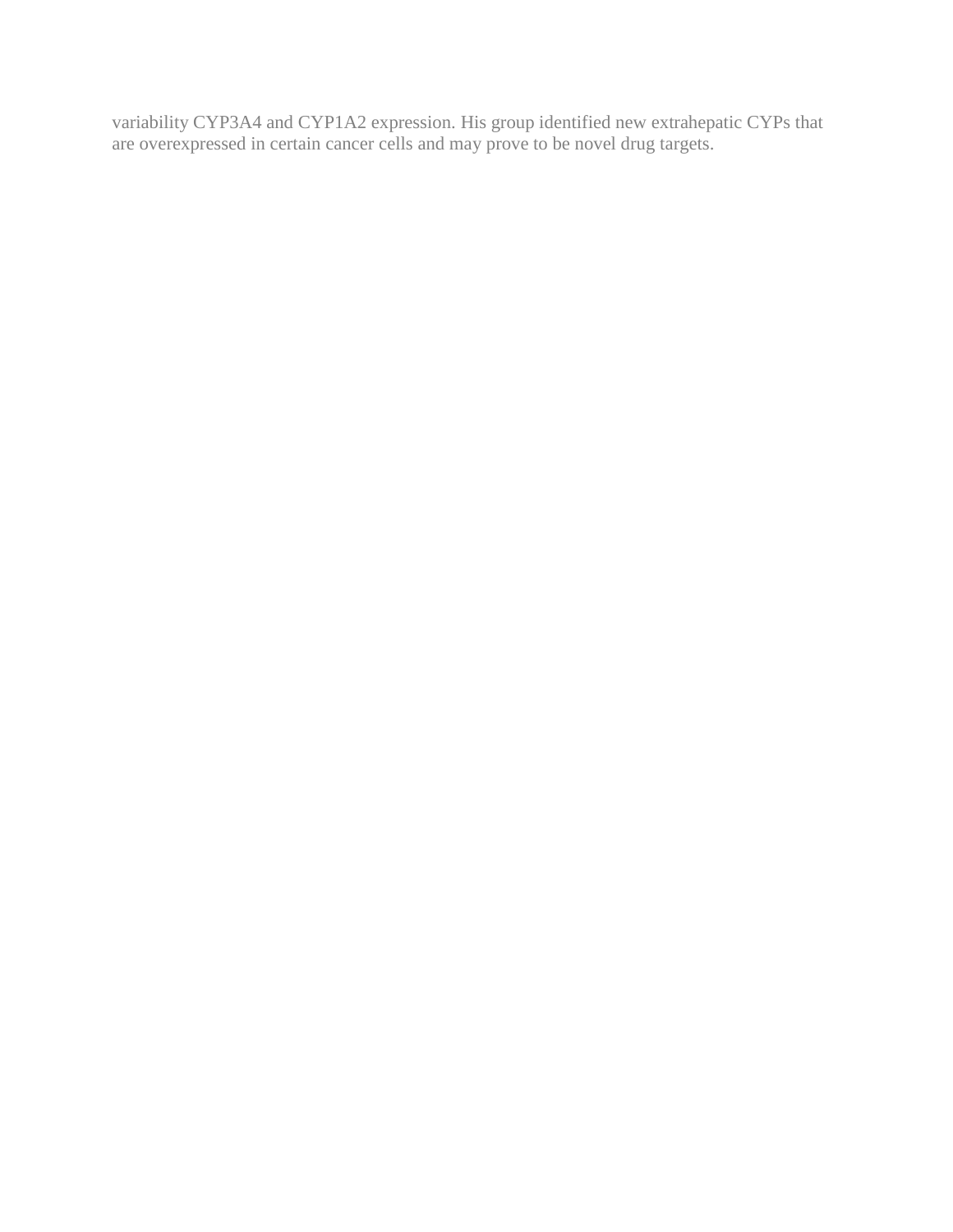variability CYP3A4 and CYP1A2 expression. His group identified new extrahepatic CYPs that are overexpressed in certain cancer cells and may prove to be novel drug targets.